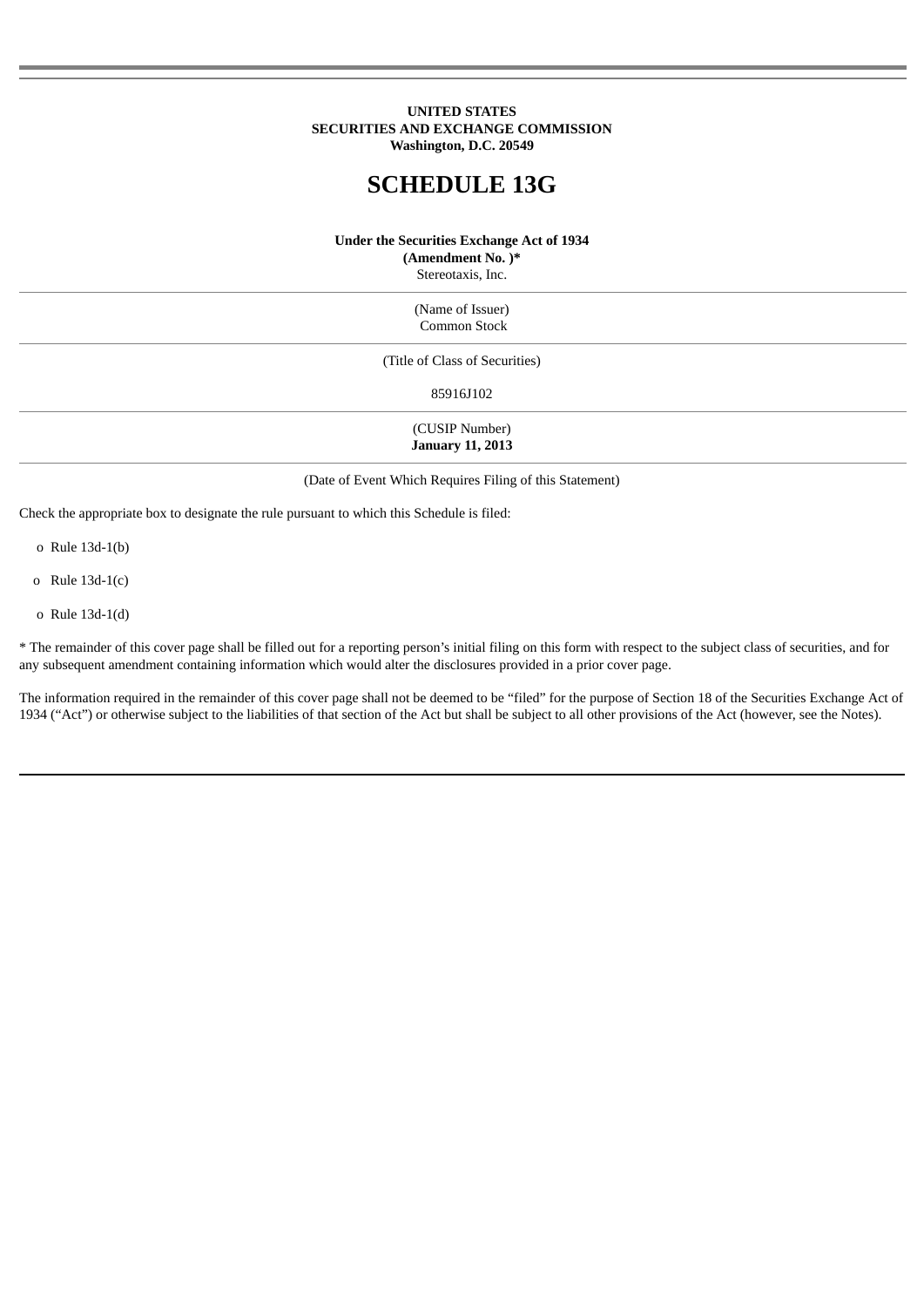**UNITED STATES**
**SECURITIES AND EXCHANGE COMMISSION**
**Washington, D.C. 20549**

# SCHEDULE 13G

**Under the Securities Exchange Act of 1934**
**(Amendment No. )***

Stereotaxis, Inc.

(Name of Issuer)

Common Stock

(Title of Class of Securities)

85916J102

(CUSIP Number)

**January 11, 2013**

(Date of Event Which Requires Filing of this Statement)

Check the appropriate box to designate the rule pursuant to which this Schedule is filed:

o Rule 13d-1(b)

o Rule 13d-1(c)

o Rule 13d-1(d)

* The remainder of this cover page shall be filled out for a reporting person's initial filing on this form with respect to the subject class of securities, and for any subsequent amendment containing information which would alter the disclosures provided in a prior cover page.

The information required in the remainder of this cover page shall not be deemed to be "filed" for the purpose of Section 18 of the Securities Exchange Act of 1934 ("Act") or otherwise subject to the liabilities of that section of the Act but shall be subject to all other provisions of the Act (however, see the Notes).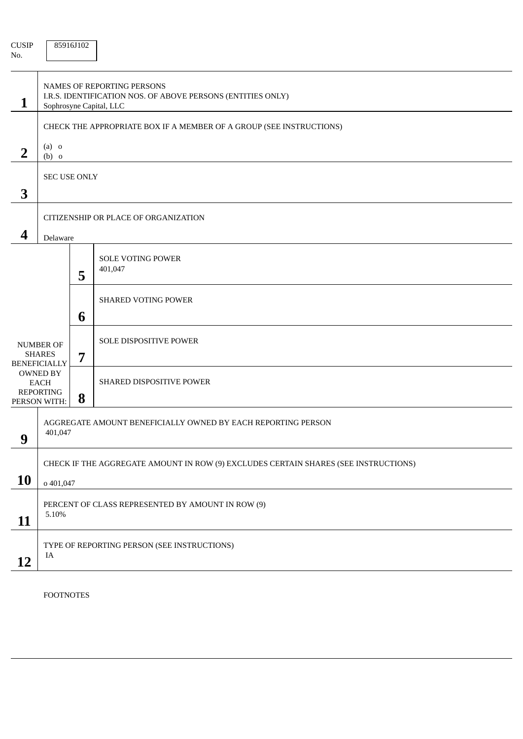CUSIP No. 85916J102

| | | | |
|---|---|---|---|
| **1** | NAMES OF REPORTING PERSONS<br>I.R.S. IDENTIFICATION NOS. OF ABOVE PERSONS (ENTITIES ONLY)<br>Sophrosyne Capital, LLC | | |
| **2** | CHECK THE APPROPRIATE BOX IF A MEMBER OF A GROUP (SEE INSTRUCTIONS)<br>(a) o<br>(b) o | | |
| **3** | SEC USE ONLY | | |
| **4** | CITIZENSHIP OR PLACE OF ORGANIZATION<br>Delaware | | |
| NUMBER OF SHARES BENEFICIALLY OWNED BY EACH REPORTING PERSON WITH: | **5** | SOLE VOTING POWER<br>401,047 | |
| | **6** | SHARED VOTING POWER | |
| | **7** | SOLE DISPOSITIVE POWER | |
| | **8** | SHARED DISPOSITIVE POWER | |
| **9** | AGGREGATE AMOUNT BENEFICIALLY OWNED BY EACH REPORTING PERSON<br>401,047 | | |
| **10** | CHECK IF THE AGGREGATE AMOUNT IN ROW (9) EXCLUDES CERTAIN SHARES (SEE INSTRUCTIONS)<br>o 401,047 | | |
| **11** | PERCENT OF CLASS REPRESENTED BY AMOUNT IN ROW (9)<br>5.10% | | |
| **12** | TYPE OF REPORTING PERSON (SEE INSTRUCTIONS)<br>IA | | |

FOOTNOTES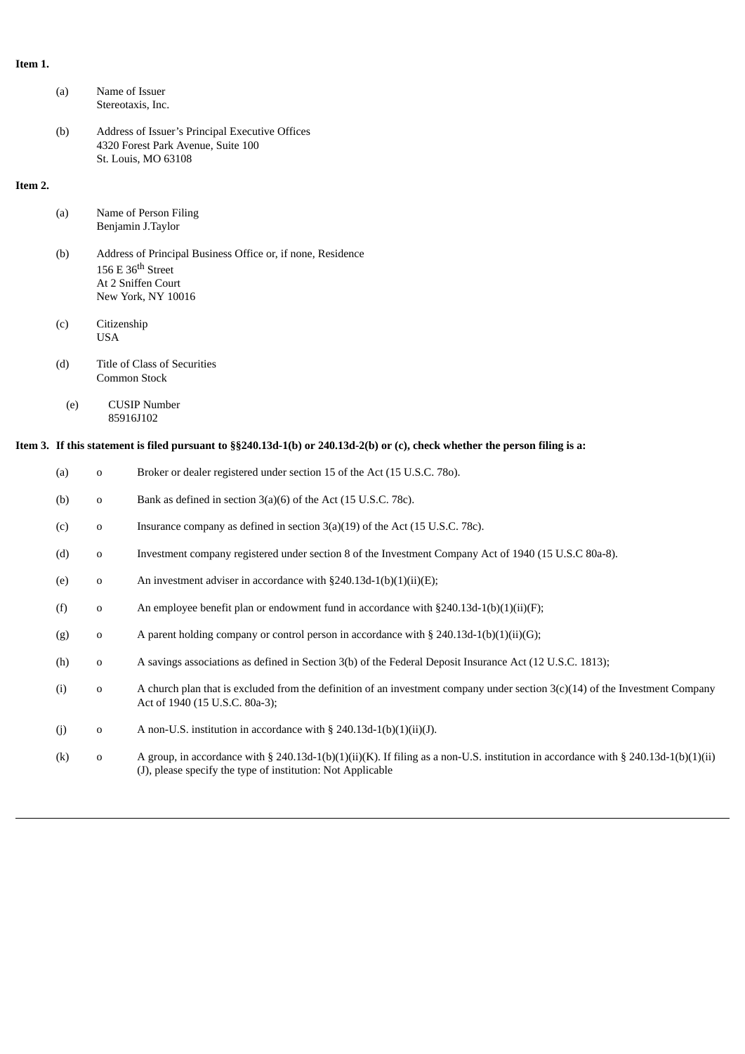**Item 1.**

(a) Name of Issuer
Stereotaxis, Inc.

(b) Address of Issuer's Principal Executive Offices
4320 Forest Park Avenue, Suite 100
St. Louis, MO 63108

**Item 2.**

(a) Name of Person Filing
Benjamin J.Taylor

(b) Address of Principal Business Office or, if none, Residence
156 E 36th Street
At 2 Sniffen Court
New York, NY 10016

(c) Citizenship
USA

(d) Title of Class of Securities
Common Stock

(e) CUSIP Number
85916J102

**Item 3. If this statement is filed pursuant to §§240.13d-1(b) or 240.13d-2(b) or (c), check whether the person filing is a:**

(a) o Broker or dealer registered under section 15 of the Act (15 U.S.C. 78o).

(b) o Bank as defined in section 3(a)(6) of the Act (15 U.S.C. 78c).

(c) o Insurance company as defined in section 3(a)(19) of the Act (15 U.S.C. 78c).

(d) o Investment company registered under section 8 of the Investment Company Act of 1940 (15 U.S.C 80a-8).

(e) o An investment adviser in accordance with §240.13d-1(b)(1)(ii)(E);

(f) o An employee benefit plan or endowment fund in accordance with §240.13d-1(b)(1)(ii)(F);

(g) o A parent holding company or control person in accordance with § 240.13d-1(b)(1)(ii)(G);

(h) o A savings associations as defined in Section 3(b) of the Federal Deposit Insurance Act (12 U.S.C. 1813);

(i) o A church plan that is excluded from the definition of an investment company under section 3(c)(14) of the Investment Company Act of 1940 (15 U.S.C. 80a-3);

(j) o A non-U.S. institution in accordance with § 240.13d-1(b)(1)(ii)(J).

(k) o A group, in accordance with § 240.13d-1(b)(1)(ii)(K). If filing as a non-U.S. institution in accordance with § 240.13d-1(b)(1)(ii)(J), please specify the type of institution: Not Applicable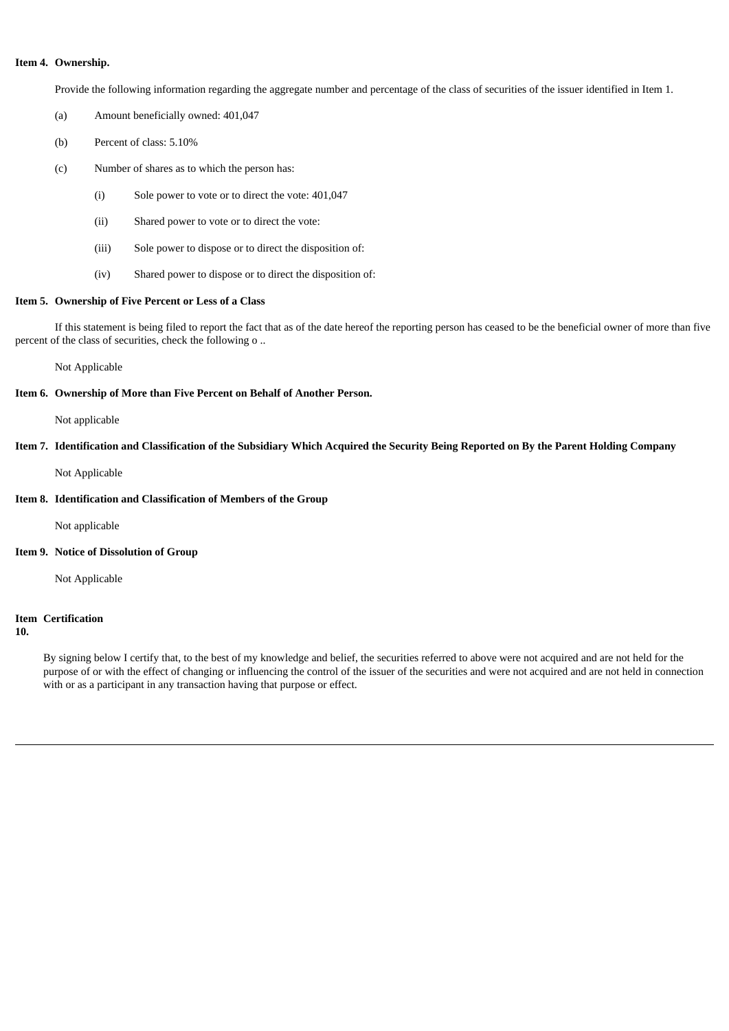**Item 4. Ownership.**

Provide the following information regarding the aggregate number and percentage of the class of securities of the issuer identified in Item 1.

(a) Amount beneficially owned: 401,047

(b) Percent of class: 5.10%

(c) Number of shares as to which the person has:

(i) Sole power to vote or to direct the vote: 401,047

(ii) Shared power to vote or to direct the vote:

(iii) Sole power to dispose or to direct the disposition of:

(iv) Shared power to dispose or to direct the disposition of:

**Item 5. Ownership of Five Percent or Less of a Class**

If this statement is being filed to report the fact that as of the date hereof the reporting person has ceased to be the beneficial owner of more than five percent of the class of securities, check the following o ..

Not Applicable

**Item 6. Ownership of More than Five Percent on Behalf of Another Person.**

Not applicable

**Item 7. Identification and Classification of the Subsidiary Which Acquired the Security Being Reported on By the Parent Holding Company**

Not Applicable

**Item 8. Identification and Classification of Members of the Group**

Not applicable

**Item 9. Notice of Dissolution of Group**

Not Applicable

**Item 10. Certification**

By signing below I certify that, to the best of my knowledge and belief, the securities referred to above were not acquired and are not held for the purpose of or with the effect of changing or influencing the control of the issuer of the securities and were not acquired and are not held in connection with or as a participant in any transaction having that purpose or effect.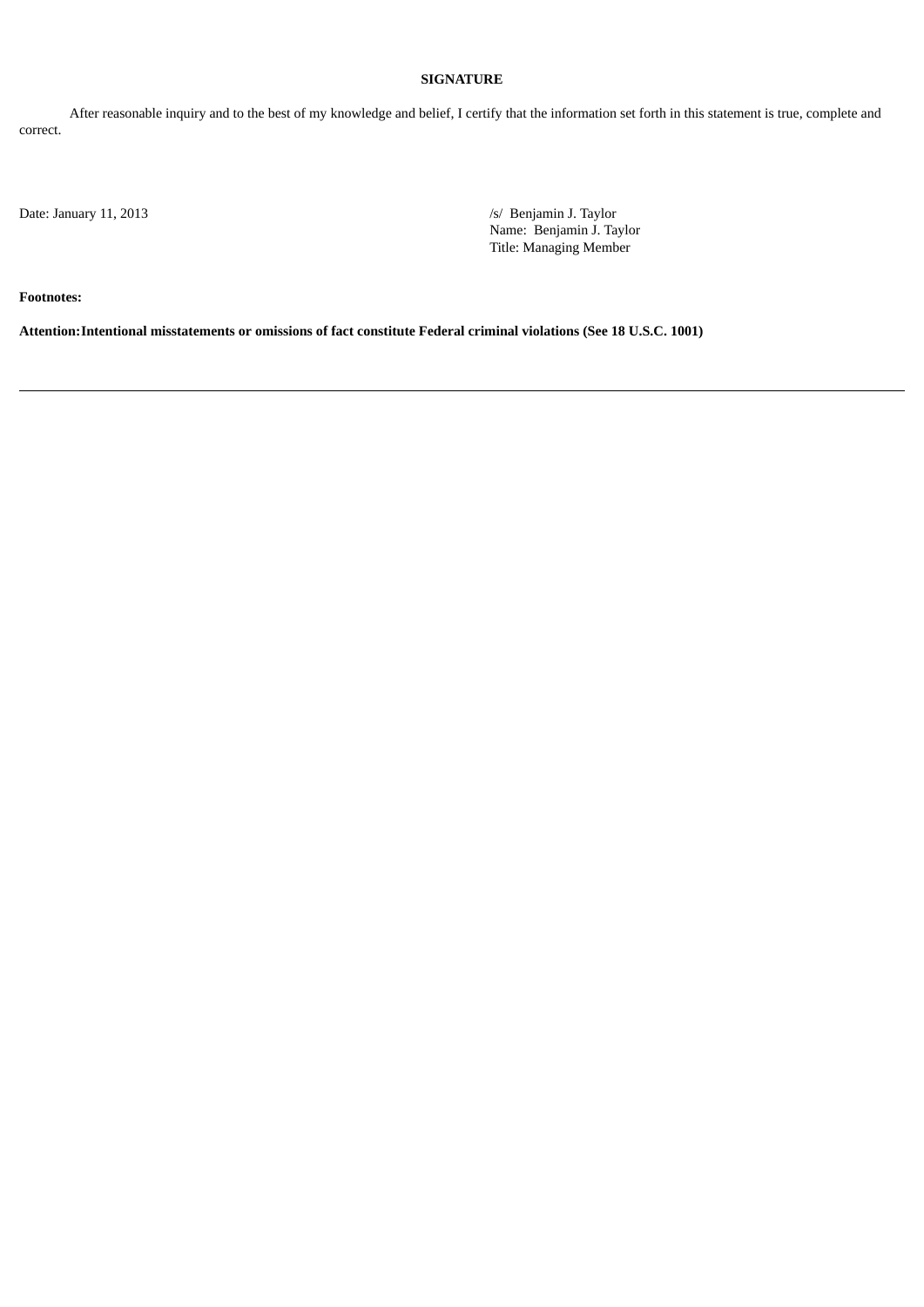**SIGNATURE**

After reasonable inquiry and to the best of my knowledge and belief, I certify that the information set forth in this statement is true, complete and correct.

Date: January 11, 2013

/s/ Benjamin J. Taylor
Name: Benjamin J. Taylor
Title: Managing Member

**Footnotes:**

**Attention: Intentional misstatements or omissions of fact constitute Federal criminal violations (See 18 U.S.C. 1001)**